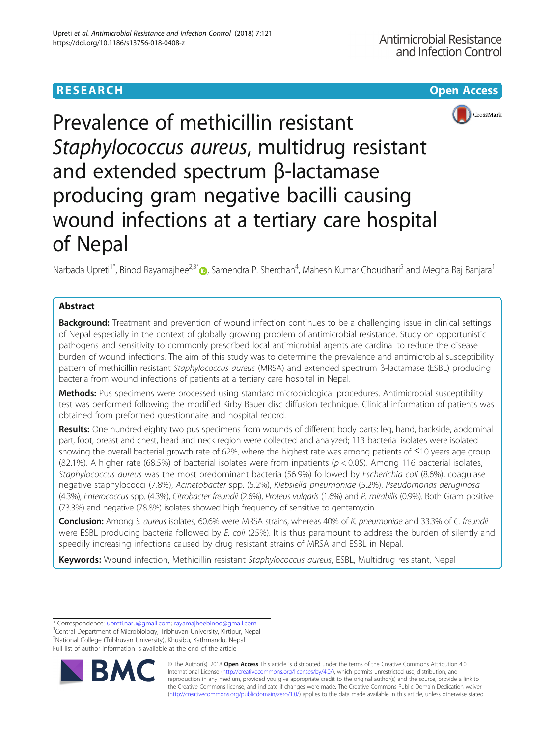RESEARCH

Open Access

# Prevalence of methicillin resistant *Staphylococcus aureus*, multidrug resistant and extended spectrum β-lactamase producing gram negative bacilli causing wound infections at a tertiary care hospital of Nepal

Narbada Upreti[1*], Binod Rayamajhee[2,3*], Samendra P. Sherchan[4], Mahesh Kumar Choudhari[5] and Megha Raj Banjara[1]

## Abstract

**Background:** Treatment and prevention of wound infection continues to be a challenging issue in clinical settings of Nepal especially in the context of globally growing problem of antimicrobial resistance. Study on opportunistic pathogens and sensitivity to commonly prescribed local antimicrobial agents are cardinal to reduce the disease burden of wound infections. The aim of this study was to determine the prevalence and antimicrobial susceptibility pattern of methicillin resistant *Staphylococcus aureus* (MRSA) and extended spectrum β-lactamase (ESBL) producing bacteria from wound infections of patients at a tertiary care hospital in Nepal.

**Methods:** Pus specimens were processed using standard microbiological procedures. Antimicrobial susceptibility test was performed following the modified Kirby Bauer disc diffusion technique. Clinical information of patients was obtained from preformed questionnaire and hospital record.

**Results:** One hundred eighty two pus specimens from wounds of different body parts: leg, hand, backside, abdominal part, foot, breast and chest, head and neck region were collected and analyzed; 113 bacterial isolates were isolated showing the overall bacterial growth rate of 62%, where the highest rate was among patients of ≤10 years age group (82.1%). A higher rate (68.5%) of bacterial isolates were from inpatients ($p < 0.05$). Among 116 bacterial isolates, *Staphylococcus aureus* was the most predominant bacteria (56.9%) followed by *Escherichia coli* (8.6%), coagulase negative staphylococci (7.8%), *Acinetobacter* spp. (5.2%), *Klebsiella pneumoniae* (5.2%), *Pseudomonas aeruginosa* (4.3%), *Enterococcus* spp. (4.3%), *Citrobacter freundii* (2.6%), *Proteus vulgaris* (1.6%) and *P. mirabilis* (0.9%). Both Gram positive (73.3%) and negative (78.8%) isolates showed high frequency of sensitive to gentamycin.

**Conclusion:** Among *S. aureus* isolates, 60.6% were MRSA strains, whereas 40% of *K. pneumoniae* and 33.3% of *C. freundii* were ESBL producing bacteria followed by *E. coli* (25%). It is thus paramount to address the burden of silently and speedily increasing infections caused by drug resistant strains of MRSA and ESBL in Nepal.

**Keywords:** Wound infection, Methicillin resistant *Staphylococcus aureus*, ESBL, Multidrug resistant, Nepal

---

* Correspondence: upreti.naru@gmail.com; rayamajheebinod@gmail.com
[1]Central Department of Microbiology, Tribhuvan University, Kirtipur, Nepal
[2]National College (Tribhuvan University), Khusibu, Kathmandu, Nepal
Full list of author information is available at the end of the article

© The Author(s). 2018 **Open Access** This article is distributed under the terms of the Creative Commons Attribution 4.0 International License (http://creativecommons.org/licenses/by/4.0/), which permits unrestricted use, distribution, and reproduction in any medium, provided you give appropriate credit to the original author(s) and the source, provide a link to the Creative Commons license, and indicate if changes were made. The Creative Commons Public Domain Dedication waiver (http://creativecommons.org/publicdomain/zero/1.0/) applies to the data made available in this article, unless otherwise stated.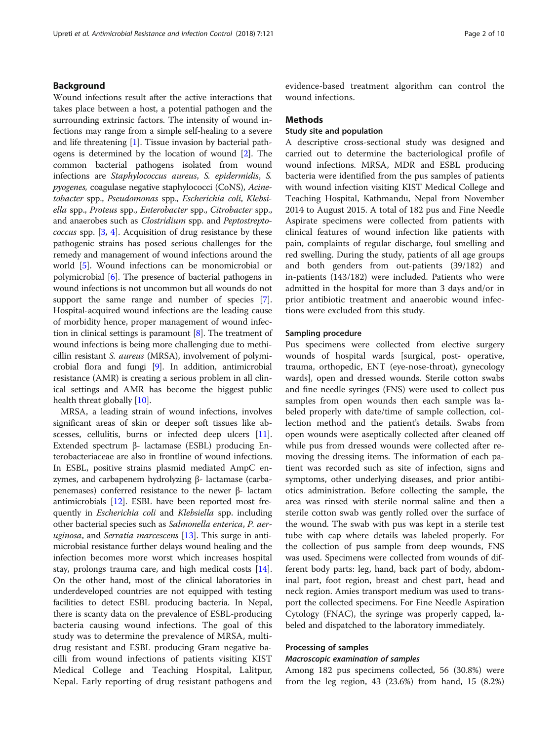## Background

Wound infections result after the active interactions that takes place between a host, a potential pathogen and the surrounding extrinsic factors. The intensity of wound infections may range from a simple self-healing to a severe and life threatening [1]. Tissue invasion by bacterial pathogens is determined by the location of wound [2]. The common bacterial pathogens isolated from wound infections are *Staphylococcus aureus*, *S. epidermidis*, *S. pyogenes*, coagulase negative staphylococci (CoNS), *Acinetobacter* spp., *Pseudomonas* spp., *Escherichia coli*, *Klebsiella* spp., *Proteus* spp., *Enterobacter* spp., *Citrobacter* spp., and anaerobes such as *Clostridium* spp. and *Peptostreptococcus* spp. [3, 4]. Acquisition of drug resistance by these pathogenic strains has posed serious challenges for the remedy and management of wound infections around the world [5]. Wound infections can be monomicrobial or polymicrobial [6]. The presence of bacterial pathogens in wound infections is not uncommon but all wounds do not support the same range and number of species [7]. Hospital-acquired wound infections are the leading cause of morbidity hence, proper management of wound infection in clinical settings is paramount [8]. The treatment of wound infections is being more challenging due to methicillin resistant *S. aureus* (MRSA), involvement of polymicrobial flora and fungi [9]. In addition, antimicrobial resistance (AMR) is creating a serious problem in all clinical settings and AMR has become the biggest public health threat globally [10].

MRSA, a leading strain of wound infections, involves significant areas of skin or deeper soft tissues like abscesses, cellulitis, burns or infected deep ulcers [11]. Extended spectrum β- lactamase (ESBL) producing Enterobacteriaceae are also in frontline of wound infections. In ESBL, positive strains plasmid mediated AmpC enzymes, and carbapenem hydrolyzing β- lactamase (carbapenemases) conferred resistance to the newer β- lactam antimicrobials [12]. ESBL have been reported most frequently in *Escherichia coli* and *Klebsiella* spp. including other bacterial species such as *Salmonella enterica*, *P. aeruginosa*, and *Serratia marcescens* [13]. This surge in antimicrobial resistance further delays wound healing and the infection becomes more worst which increases hospital stay, prolongs trauma care, and high medical costs [14]. On the other hand, most of the clinical laboratories in underdeveloped countries are not equipped with testing facilities to detect ESBL producing bacteria. In Nepal, there is scanty data on the prevalence of ESBL-producing bacteria causing wound infections. The goal of this study was to determine the prevalence of MRSA, multidrug resistant and ESBL producing Gram negative bacilli from wound infections of patients visiting KIST Medical College and Teaching Hospital, Lalitpur, Nepal. Early reporting of drug resistant pathogens and evidence-based treatment algorithm can control the wound infections.

## Methods

### Study site and population

A descriptive cross-sectional study was designed and carried out to determine the bacteriological profile of wound infections. MRSA, MDR and ESBL producing bacteria were identified from the pus samples of patients with wound infection visiting KIST Medical College and Teaching Hospital, Kathmandu, Nepal from November 2014 to August 2015. A total of 182 pus and Fine Needle Aspirate specimens were collected from patients with clinical features of wound infection like patients with pain, complaints of regular discharge, foul smelling and red swelling. During the study, patients of all age groups and both genders from out-patients (39/182) and in-patients (143/182) were included. Patients who were admitted in the hospital for more than 3 days and/or in prior antibiotic treatment and anaerobic wound infections were excluded from this study.

### Sampling procedure

Pus specimens were collected from elective surgery wounds of hospital wards [surgical, post- operative, trauma, orthopedic, ENT (eye-nose-throat), gynecology wards], open and dressed wounds. Sterile cotton swabs and fine needle syringes (FNS) were used to collect pus samples from open wounds then each sample was labeled properly with date/time of sample collection, collection method and the patient's details. Swabs from open wounds were aseptically collected after cleaned off while pus from dressed wounds were collected after removing the dressing items. The information of each patient was recorded such as site of infection, signs and symptoms, other underlying diseases, and prior antibiotics administration. Before collecting the sample, the area was rinsed with sterile normal saline and then a sterile cotton swab was gently rolled over the surface of the wound. The swab with pus was kept in a sterile test tube with cap where details was labeled properly. For the collection of pus sample from deep wounds, FNS was used. Specimens were collected from wounds of different body parts: leg, hand, back part of body, abdominal part, foot region, breast and chest part, head and neck region. Amies transport medium was used to transport the collected specimens. For Fine Needle Aspiration Cytology (FNAC), the syringe was properly capped, labeled and dispatched to the laboratory immediately.

### Processing of samples

#### *Macroscopic examination of samples*

Among 182 pus specimens collected, 56 (30.8%) were from the leg region, 43 (23.6%) from hand, 15 (8.2%)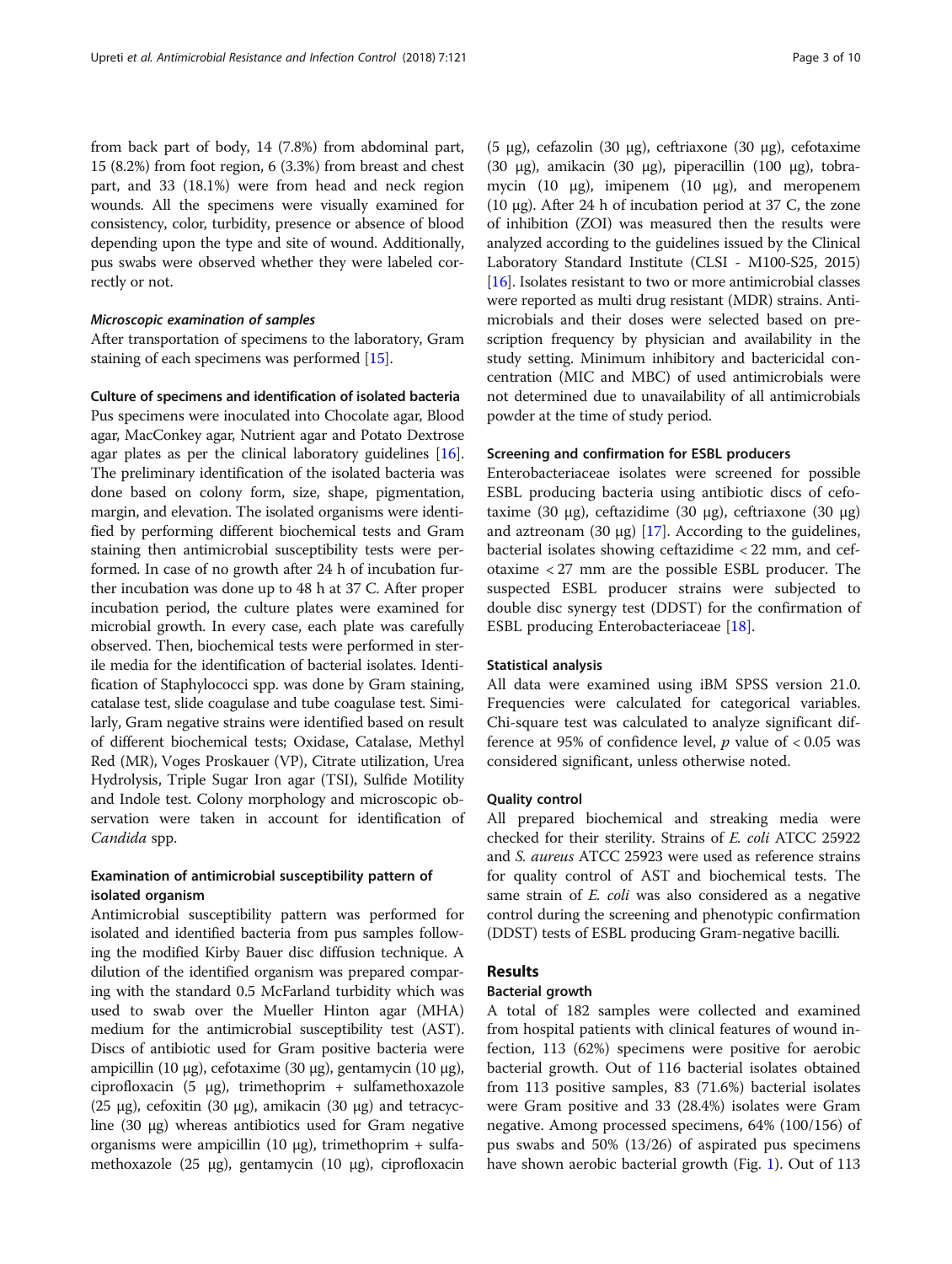from back part of body, 14 (7.8%) from abdominal part, 15 (8.2%) from foot region, 6 (3.3%) from breast and chest part, and 33 (18.1%) were from head and neck region wounds. All the specimens were visually examined for consistency, color, turbidity, presence or absence of blood depending upon the type and site of wound. Additionally, pus swabs were observed whether they were labeled correctly or not.

#### *Microscopic examination of samples*

After transportation of specimens to the laboratory, Gram staining of each specimens was performed [15].

#### Culture of specimens and identification of isolated bacteria

Pus specimens were inoculated into Chocolate agar, Blood agar, MacConkey agar, Nutrient agar and Potato Dextrose agar plates as per the clinical laboratory guidelines [16]. The preliminary identification of the isolated bacteria was done based on colony form, size, shape, pigmentation, margin, and elevation. The isolated organisms were identified by performing different biochemical tests and Gram staining then antimicrobial susceptibility tests were performed. In case of no growth after 24 h of incubation further incubation was done up to 48 h at 37 C. After proper incubation period, the culture plates were examined for microbial growth. In every case, each plate was carefully observed. Then, biochemical tests were performed in sterile media for the identification of bacterial isolates. Identification of Staphylococci spp. was done by Gram staining, catalase test, slide coagulase and tube coagulase test. Similarly, Gram negative strains were identified based on result of different biochemical tests; Oxidase, Catalase, Methyl Red (MR), Voges Proskauer (VP), Citrate utilization, Urea Hydrolysis, Triple Sugar Iron agar (TSI), Sulfide Motility and Indole test. Colony morphology and microscopic observation were taken in account for identification of *Candida* spp.

### Examination of antimicrobial susceptibility pattern of isolated organism

Antimicrobial susceptibility pattern was performed for isolated and identified bacteria from pus samples following the modified Kirby Bauer disc diffusion technique. A dilution of the identified organism was prepared comparing with the standard 0.5 McFarland turbidity which was used to swab over the Mueller Hinton agar (MHA) medium for the antimicrobial susceptibility test (AST). Discs of antibiotic used for Gram positive bacteria were ampicillin (10 μg), cefotaxime (30 μg), gentamycin (10 μg), ciprofloxacin (5 μg), trimethoprim + sulfamethoxazole (25 μg), cefoxitin (30 μg), amikacin (30 μg) and tetracycline (30 μg) whereas antibiotics used for Gram negative organisms were ampicillin (10 μg), trimethoprim + sulfamethoxazole (25 μg), gentamycin (10 μg), ciprofloxacin (5 μg), cefazolin (30 μg), ceftriaxone (30 μg), cefotaxime (30 μg), amikacin (30 μg), piperacillin (100 μg), tobramycin (10 μg), imipenem (10 μg), and meropenem (10 μg). After 24 h of incubation period at 37 C, the zone of inhibition (ZOI) was measured then the results were analyzed according to the guidelines issued by the Clinical Laboratory Standard Institute (CLSI - M100-S25, 2015) [16]. Isolates resistant to two or more antimicrobial classes were reported as multi drug resistant (MDR) strains. Antimicrobials and their doses were selected based on prescription frequency by physician and availability in the study setting. Minimum inhibitory and bactericidal concentration (MIC and MBC) of used antimicrobials were not determined due to unavailability of all antimicrobials powder at the time of study period.

#### Screening and confirmation for ESBL producers

Enterobacteriaceae isolates were screened for possible ESBL producing bacteria using antibiotic discs of cefotaxime (30 μg), ceftazidime (30 μg), ceftriaxone (30 μg) and aztreonam (30 μg) [17]. According to the guidelines, bacterial isolates showing ceftazidime < 22 mm, and cefotaxime < 27 mm are the possible ESBL producer. The suspected ESBL producer strains were subjected to double disc synergy test (DDST) for the confirmation of ESBL producing Enterobacteriaceae [18].

#### Statistical analysis

All data were examined using iBM SPSS version 21.0. Frequencies were calculated for categorical variables. Chi-square test was calculated to analyze significant difference at 95% of confidence level, $p$ value of $< 0.05$ was considered significant, unless otherwise noted.

#### Quality control

All prepared biochemical and streaking media were checked for their sterility. Strains of *E. coli* ATCC 25922 and *S. aureus* ATCC 25923 were used as reference strains for quality control of AST and biochemical tests. The same strain of *E. coli* was also considered as a negative control during the screening and phenotypic confirmation (DDST) tests of ESBL producing Gram-negative bacilli.

## Results

### Bacterial growth

A total of 182 samples were collected and examined from hospital patients with clinical features of wound infection, 113 (62%) specimens were positive for aerobic bacterial growth. Out of 116 bacterial isolates obtained from 113 positive samples, 83 (71.6%) bacterial isolates were Gram positive and 33 (28.4%) isolates were Gram negative. Among processed specimens, 64% (100/156) of pus swabs and 50% (13/26) of aspirated pus specimens have shown aerobic bacterial growth (Fig. 1). Out of 113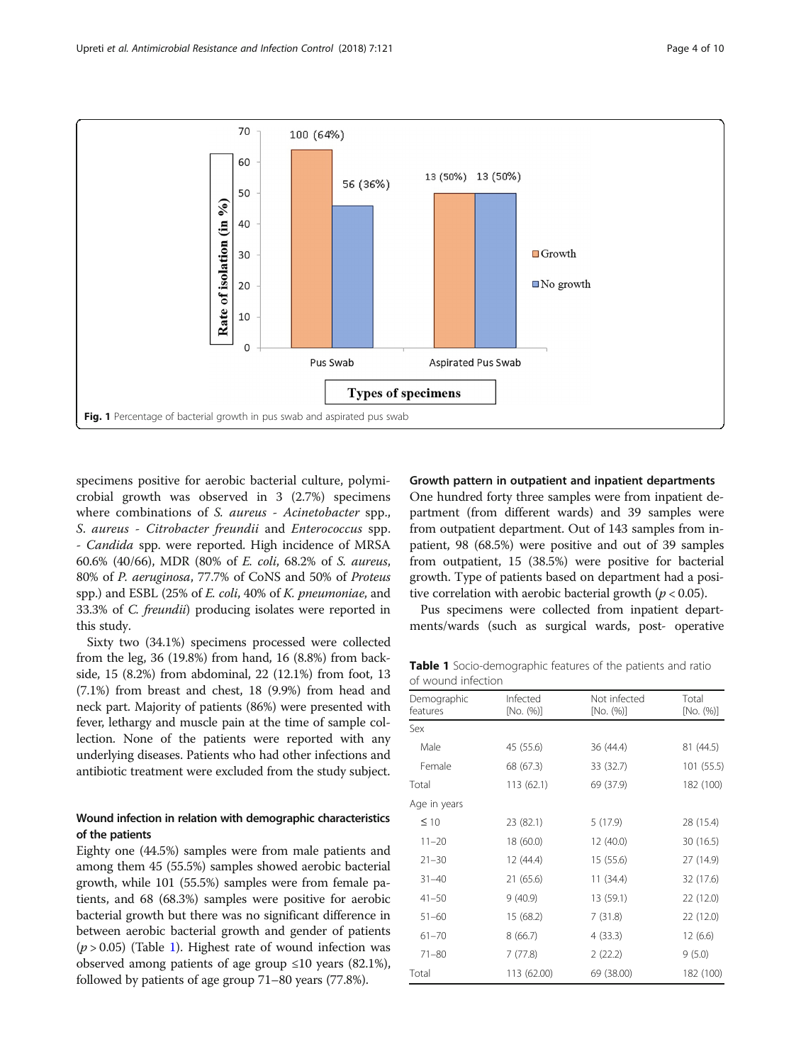Fig. 1 Percentage of bacterial growth in pus swab and aspirated pus swab

specimens positive for aerobic bacterial culture, polymicrobial growth was observed in 3 (2.7%) specimens where combinations of *S. aureus* - *Acinetobacter* spp., *S. aureus* - *Citrobacter freundii* and *Enterococcus* spp. - *Candida* spp. were reported. High incidence of MRSA 60.6% (40/66), MDR (80% of *E. coli*, 68.2% of *S. aureus*, 80% of *P. aeruginosa*, 77.7% of CoNS and 50% of *Proteus* spp.) and ESBL (25% of *E. coli*, 40% of *K. pneumoniae*, and 33.3% of *C. freundii*) producing isolates were reported in this study.

Sixty two (34.1%) specimens processed were collected from the leg, 36 (19.8%) from hand, 16 (8.8%) from backside, 15 (8.2%) from abdominal, 22 (12.1%) from foot, 13 (7.1%) from breast and chest, 18 (9.9%) from head and neck part. Majority of patients (86%) were presented with fever, lethargy and muscle pain at the time of sample collection. None of the patients were reported with any underlying diseases. Patients who had other infections and antibiotic treatment were excluded from the study subject.

### Wound infection in relation with demographic characteristics of the patients

Eighty one (44.5%) samples were from male patients and among them 45 (55.5%) samples showed aerobic bacterial growth, while 101 (55.5%) samples were from female patients, and 68 (68.3%) samples were positive for aerobic bacterial growth but there was no significant difference in between aerobic bacterial growth and gender of patients ($p > 0.05$) (Table 1). Highest rate of wound infection was observed among patients of age group ≤10 years (82.1%), followed by patients of age group 71–80 years (77.8%).

### Growth pattern in outpatient and inpatient departments

One hundred forty three samples were from inpatient department (from different wards) and 39 samples were from outpatient department. Out of 143 samples from inpatient, 98 (68.5%) were positive and out of 39 samples from outpatient, 15 (38.5%) were positive for bacterial growth. Type of patients based on department had a positive correlation with aerobic bacterial growth ($p < 0.05$).

Pus specimens were collected from inpatient departments/wards (such as surgical wards, post- operative

Table 1 Socio-demographic features of the patients and ratio of wound infection

| Demographic features | Infected [No. (%)] | Not infected [No. (%)] | Total [No. (%)] |
|---|---|---|---|
| Sex | | | |
| Male | 45 (55.6) | 36 (44.4) | 81 (44.5) |
| Female | 68 (67.3) | 33 (32.7) | 101 (55.5) |
| Total | 113 (62.1) | 69 (37.9) | 182 (100) |
| Age in years | | | |
| ≤ 10 | 23 (82.1) | 5 (17.9) | 28 (15.4) |
| 11–20 | 18 (60.0) | 12 (40.0) | 30 (16.5) |
| 21–30 | 12 (44.4) | 15 (55.6) | 27 (14.9) |
| 31–40 | 21 (65.6) | 11 (34.4) | 32 (17.6) |
| 41–50 | 9 (40.9) | 13 (59.1) | 22 (12.0) |
| 51–60 | 15 (68.2) | 7 (31.8) | 22 (12.0) |
| 61–70 | 8 (66.7) | 4 (33.3) | 12 (6.6) |
| 71–80 | 7 (77.8) | 2 (22.2) | 9 (5.0) |
| Total | 113 (62.00) | 69 (38.00) | 182 (100) |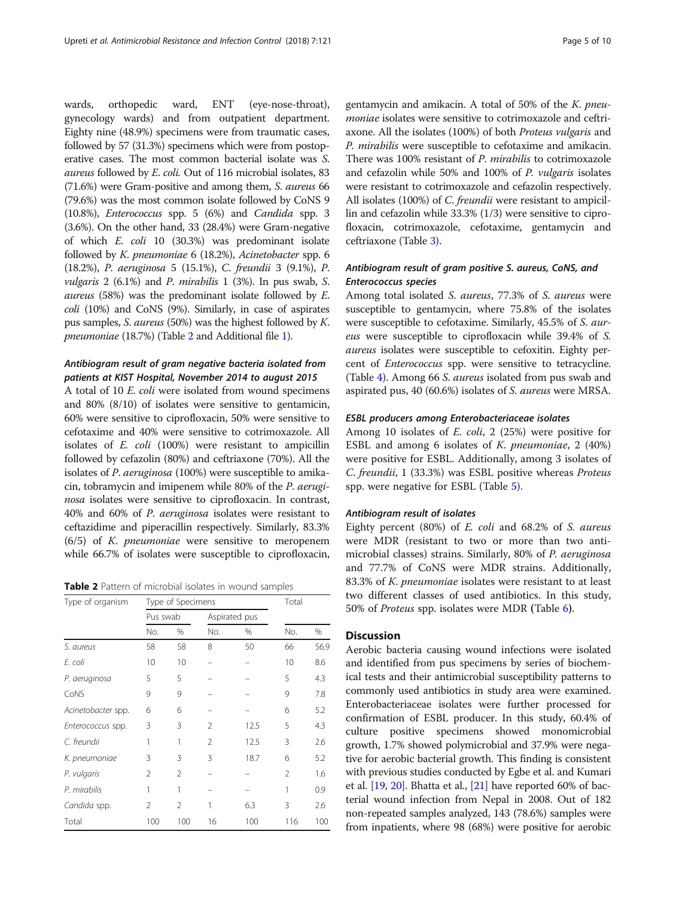wards, orthopedic ward, ENT (eye-nose-throat), gynecology wards) and from outpatient department. Eighty nine (48.9%) specimens were from traumatic cases, followed by 57 (31.3%) specimens which were from postoperative cases. The most common bacterial isolate was *S. aureus* followed by *E. coli.* Out of 116 microbial isolates, 83 (71.6%) were Gram-positive and among them, *S. aureus* 66 (79.6%) was the most common isolate followed by CoNS 9 (10.8%), *Enterococcus* spp. 5 (6%) and *Candida* spp. 3 (3.6%). On the other hand, 33 (28.4%) were Gram-negative of which *E. coli* 10 (30.3%) was predominant isolate followed by *K. pneumoniae* 6 (18.2%), *Acinetobacter* spp. 6 (18.2%), *P. aeruginosa* 5 (15.1%), *C. freundii* 3 (9.1%), *P. vulgaris* 2 (6.1%) and *P. mirabilis* 1 (3%). In pus swab, *S. aureus* (58%) was the predominant isolate followed by *E. coli* (10%) and CoNS (9%). Similarly, in case of aspirates pus samples, *S. aureus* (50%) was the highest followed by *K. pneumoniae* (18.7%) (Table 2 and Additional file 1).

### Antibiogram result of gram negative bacteria isolated from patients at KIST Hospital, November 2014 to august 2015

A total of 10 *E. coli* were isolated from wound specimens and 80% (8/10) of isolates were sensitive to gentamicin, 60% were sensitive to ciprofloxacin, 50% were sensitive to cefotaxime and 40% were sensitive to cotrimoxazole. All isolates of *E. coli* (100%) were resistant to ampicillin followed by cefazolin (80%) and ceftriaxone (70%). All the isolates of *P. aeruginosa* (100%) were susceptible to amikacin, tobramycin and imipenem while 80% of the *P. aeruginosa* isolates were sensitive to ciprofloxacin. In contrast, 40% and 60% of *P. aeruginosa* isolates were resistant to ceftazidime and piperacillin respectively. Similarly, 83.3% (6/5) of *K. pneumoniae* were sensitive to meropenem while 66.7% of isolates were susceptible to ciprofloxacin, gentamycin and amikacin. A total of 50% of the *K. pneumoniae* isolates were sensitive to cotrimoxazole and ceftriaxone. All the isolates (100%) of both *Proteus vulgaris* and *P. mirabilis* were susceptible to cefotaxime and amikacin. There was 100% resistant of *P. mirabilis* to cotrimoxazole and cefazolin while 50% and 100% of *P. vulgaris* isolates were resistant to cotrimoxazole and cefazolin respectively. All isolates (100%) of *C. freundii* were resistant to ampicillin and cefazolin while 33.3% (1/3) were sensitive to ciprofloxacin, cotrimoxazole, cefotaxime, gentamycin and ceftriaxone (Table 3).

**Table 2** Pattern of microbial isolates in wound samples

| Type of organism | Type of Specimens | | | | Total | |
|---|---|---|---|---|---|---|
| | Pus swab | | Aspirated pus | | | |
| | No. | % | No. | % | No. | % |
| *S. aureus* | 58 | 58 | 8 | 50 | 66 | 56.9 |
| *E. coli* | 10 | 10 | – | – | 10 | 8.6 |
| *P. aeruginosa* | 5 | 5 | – | – | 5 | 4.3 |
| CoNS | 9 | 9 | – | – | 9 | 7.8 |
| *Acinetobacter* spp. | 6 | 6 | – | – | 6 | 5.2 |
| *Enterococcus* spp. | 3 | 3 | 2 | 12.5 | 5 | 4.3 |
| *C. freundii* | 1 | 1 | 2 | 12.5 | 3 | 2.6 |
| *K. pneumoniae* | 3 | 3 | 3 | 18.7 | 6 | 5.2 |
| *P. vulgaris* | 2 | 2 | – | – | 2 | 1.6 |
| *P. mirabilis* | 1 | 1 | – | – | 1 | 0.9 |
| *Candida* spp. | 2 | 2 | 1 | 6.3 | 3 | 2.6 |
| Total | 100 | 100 | 16 | 100 | 116 | 100 |

### Antibiogram result of gram positive *S. aureus*, CoNS, and *Enterococcus* species

Among total isolated *S. aureus*, 77.3% of *S. aureus* were susceptible to gentamycin, where 75.8% of the isolates were susceptible to cefotaxime. Similarly, 45.5% of *S. aureus* were susceptible to ciprofloxacin while 39.4% of *S. aureus* isolates were susceptible to cefoxitin. Eighty percent of *Enterococcus* spp. were sensitive to tetracycline. (Table 4). Among 66 *S. aureus* isolated from pus swab and aspirated pus, 40 (60.6%) isolates of *S. aureus* were MRSA.

### ESBL producers among Enterobacteriaceae isolates

Among 10 isolates of *E. coli*, 2 (25%) were positive for ESBL and among 6 isolates of *K. pneumoniae*, 2 (40%) were positive for ESBL. Additionally, among 3 isolates of *C. freundii*, 1 (33.3%) was ESBL positive whereas *Proteus* spp. were negative for ESBL (Table 5).

### Antibiogram result of isolates

Eighty percent (80%) of *E. coli* and 68.2% of *S. aureus* were MDR (resistant to two or more than two antimicrobial classes) strains. Similarly, 80% of *P. aeruginosa* and 77.7% of CoNS were MDR strains. Additionally, 83.3% of *K. pneumoniae* isolates were resistant to at least two different classes of used antibiotics. In this study, 50% of *Proteus* spp. isolates were MDR (Table 6).

## Discussion

Aerobic bacteria causing wound infections were isolated and identified from pus specimens by series of biochemical tests and their antimicrobial susceptibility patterns to commonly used antibiotics in study area were examined. Enterobacteriaceae isolates were further processed for confirmation of ESBL producer. In this study, 60.4% of culture positive specimens showed monomicrobial growth, 1.7% showed polymicrobial and 37.9% were negative for aerobic bacterial growth. This finding is consistent with previous studies conducted by Egbe et al. and Kumari et al. [19, 20]. Bhatta et al., [21] have reported 60% of bacterial wound infection from Nepal in 2008. Out of 182 non-repeated samples analyzed, 143 (78.6%) samples were from inpatients, where 98 (68%) were positive for aerobic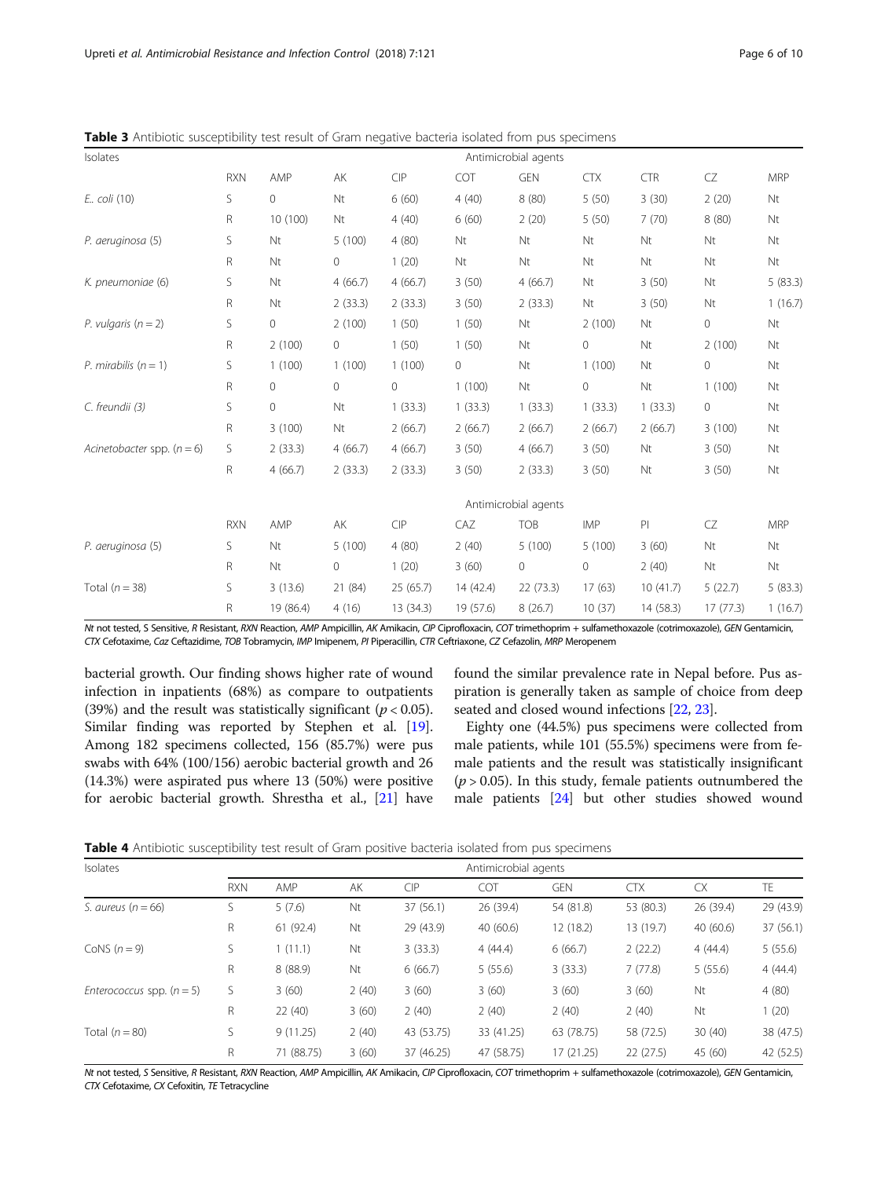**Table 3** Antibiotic susceptibility test result of Gram negative bacteria isolated from pus specimens

| Isolates | | Antimicrobial agents | | | | | | | | |
|---|---|---|---|---|---|---|---|---|---|---|
| | RXN | AMP | AK | CIP | COT | GEN | CTX | CTR | CZ | MRP |
| *E.. coli* (10) | S | 0 | Nt | 6 (60) | 4 (40) | 8 (80) | 5 (50) | 3 (30) | 2 (20) | Nt |
| | R | 10 (100) | Nt | 4 (40) | 6 (60) | 2 (20) | 5 (50) | 7 (70) | 8 (80) | Nt |
| *P. aeruginosa* (5) | S | Nt | 5 (100) | 4 (80) | Nt | Nt | Nt | Nt | Nt | Nt |
| | R | Nt | 0 | 1 (20) | Nt | Nt | Nt | Nt | Nt | Nt |
| *K. pneumoniae* (6) | S | Nt | 4 (66.7) | 4 (66.7) | 3 (50) | 4 (66.7) | Nt | 3 (50) | Nt | 5 (83.3) |
| | R | Nt | 2 (33.3) | 2 (33.3) | 3 (50) | 2 (33.3) | Nt | 3 (50) | Nt | 1 (16.7) |
| *P. vulgaris* (*n* = 2) | S | 0 | 2 (100) | 1 (50) | 1 (50) | Nt | 2 (100) | Nt | 0 | Nt |
| | R | 2 (100) | 0 | 1 (50) | 1 (50) | Nt | 0 | Nt | 2 (100) | Nt |
| *P. mirabilis* (*n* = 1) | S | 1 (100) | 1 (100) | 1 (100) | 0 | Nt | 1 (100) | Nt | 0 | Nt |
| | R | 0 | 0 | 0 | 1 (100) | Nt | 0 | Nt | 1 (100) | Nt |
| *C. freundii* (3) | S | 0 | Nt | 1 (33.3) | 1 (33.3) | 1 (33.3) | 1 (33.3) | 1 (33.3) | 0 | Nt |
| | R | 3 (100) | Nt | 2 (66.7) | 2 (66.7) | 2 (66.7) | 2 (66.7) | 2 (66.7) | 3 (100) | Nt |
| *Acinetobacter* spp. (*n* = 6) | S | 2 (33.3) | 4 (66.7) | 4 (66.7) | 3 (50) | 4 (66.7) | 3 (50) | Nt | 3 (50) | Nt |
| | R | 4 (66.7) | 2 (33.3) | 2 (33.3) | 3 (50) | 2 (33.3) | 3 (50) | Nt | 3 (50) | Nt |
| | | Antimicrobial agents | | | | | | | | |
| | RXN | AMP | AK | CIP | CAZ | TOB | IMP | PI | CZ | MRP |
| *P. aeruginosa* (5) | S | Nt | 5 (100) | 4 (80) | 2 (40) | 5 (100) | 5 (100) | 3 (60) | Nt | Nt |
| | R | Nt | 0 | 1 (20) | 3 (60) | 0 | 0 | 2 (40) | Nt | Nt |
| Total (*n* = 38) | S | 3 (13.6) | 21 (84) | 25 (65.7) | 14 (42.4) | 22 (73.3) | 17 (63) | 10 (41.7) | 5 (22.7) | 5 (83.3) |
| | R | 19 (86.4) | 4 (16) | 13 (34.3) | 19 (57.6) | 8 (26.7) | 10 (37) | 14 (58.3) | 17 (77.3) | 1 (16.7) |

*Nt* not tested, *S* Sensitive, *R* Resistant, *RXN* Reaction, *AMP* Ampicillin, *AK* Amikacin, *CIP* Ciprofloxacin, *COT* trimethoprim + sulfamethoxazole (cotrimoxazole), *GEN* Gentamicin, *CTX* Cefotaxime, *Caz* Ceftazidime, *TOB* Tobramycin, *IMP* Imipenem, *PI* Piperacillin, *CTR* Ceftriaxone, *CZ* Cefazolin, *MRP* Meropenem

bacterial growth. Our finding shows higher rate of wound infection in inpatients (68%) as compare to outpatients (39%) and the result was statistically significant ($p < 0.05$). Similar finding was reported by Stephen et al. [19]. Among 182 specimens collected, 156 (85.7%) were pus swabs with 64% (100/156) aerobic bacterial growth and 26 (14.3%) were aspirated pus where 13 (50%) were positive for aerobic bacterial growth. Shrestha et al., [21] have found the similar prevalence rate in Nepal before. Pus aspiration is generally taken as sample of choice from deep seated and closed wound infections [22, 23].

Eighty one (44.5%) pus specimens were collected from male patients, while 101 (55.5%) specimens were from female patients and the result was statistically insignificant ($p > 0.05$). In this study, female patients outnumbered the male patients [24] but other studies showed wound

**Table 4** Antibiotic susceptibility test result of Gram positive bacteria isolated from pus specimens

| Isolates | | Antimicrobial agents | | | | | | | |
|---|---|---|---|---|---|---|---|---|---|
| | RXN | AMP | AK | CIP | COT | GEN | CTX | CX | TE |
| *S. aureus* (*n* = 66) | S | 5 (7.6) | Nt | 37 (56.1) | 26 (39.4) | 54 (81.8) | 53 (80.3) | 26 (39.4) | 29 (43.9) |
| | R | 61 (92.4) | Nt | 29 (43.9) | 40 (60.6) | 12 (18.2) | 13 (19.7) | 40 (60.6) | 37 (56.1) |
| CoNS (*n* = 9) | S | 1 (11.1) | Nt | 3 (33.3) | 4 (44.4) | 6 (66.7) | 2 (22.2) | 4 (44.4) | 5 (55.6) |
| | R | 8 (88.9) | Nt | 6 (66.7) | 5 (55.6) | 3 (33.3) | 7 (77.8) | 5 (55.6) | 4 (44.4) |
| *Enterococcus* spp. (*n* = 5) | S | 3 (60) | 2 (40) | 3 (60) | 3 (60) | 3 (60) | 3 (60) | Nt | 4 (80) |
| | R | 22 (40) | 3 (60) | 2 (40) | 2 (40) | 2 (40) | 2 (40) | Nt | 1 (20) |
| Total (*n* = 80) | S | 9 (11.25) | 2 (40) | 43 (53.75) | 33 (41.25) | 63 (78.75) | 58 (72.5) | 30 (40) | 38 (47.5) |
| | R | 71 (88.75) | 3 (60) | 37 (46.25) | 47 (58.75) | 17 (21.25) | 22 (27.5) | 45 (60) | 42 (52.5) |

*Nt* not tested, *S* Sensitive, *R* Resistant, *RXN* Reaction, *AMP* Ampicillin, *AK* Amikacin, *CIP* Ciprofloxacin, *COT* trimethoprim + sulfamethoxazole (cotrimoxazole), *GEN* Gentamicin, *CTX* Cefotaxime, *CX* Cefoxitin, *TE* Tetracycline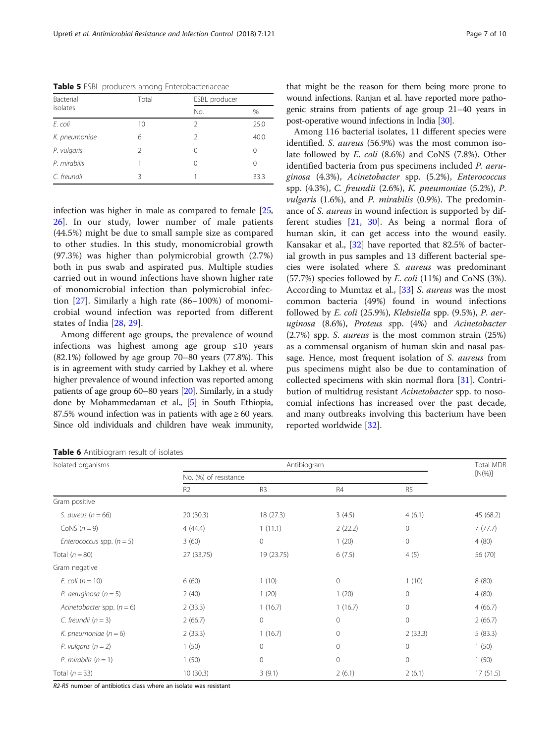**Table 5** ESBL producers among Enterobacteriaceae

| Bacterial isolates | Total | ESBL producer | |
|---|---|---|---|
| | | No. | % |
| *E. coli* | 10 | 2 | 25.0 |
| *K. pneumoniae* | 6 | 2 | 40.0 |
| *P. vulgaris* | 2 | 0 | 0 |
| *P. mirabilis* | 1 | 0 | 0 |
| *C. freundii* | 3 | 1 | 33.3 |

infection was higher in male as compared to female [25, 26]. In our study, lower number of male patients (44.5%) might be due to small sample size as compared to other studies. In this study, monomicrobial growth (97.3%) was higher than polymicrobial growth (2.7%) both in pus swab and aspirated pus. Multiple studies carried out in wound infections have shown higher rate of monomicrobial infection than polymicrobial infection [27]. Similarly a high rate (86–100%) of monomicrobial wound infection was reported from different states of India [28, 29].

Among different age groups, the prevalence of wound infections was highest among age group ≤10 years (82.1%) followed by age group 70–80 years (77.8%). This is in agreement with study carried by Lakhey et al. where higher prevalence of wound infection was reported among patients of age group 60–80 years [20]. Similarly, in a study done by Mohammedaman et al., [5] in South Ethiopia, 87.5% wound infection was in patients with age ≥ 60 years. Since old individuals and children have weak immunity, that might be the reason for them being more prone to wound infections. Ranjan et al. have reported more pathogenic strains from patients of age group 21–40 years in post-operative wound infections in India [30].

Among 116 bacterial isolates, 11 different species were identified. *S. aureus* (56.9%) was the most common isolate followed by *E. coli* (8.6%) and CoNS (7.8%). Other identified bacteria from pus specimens included *P. aeruginosa* (4.3%), *Acinetobacter* spp. (5.2%), *Enterococcus* spp. (4.3%), *C. freundii* (2.6%), *K. pneumoniae* (5.2%), *P. vulgaris* (1.6%), and *P. mirabilis* (0.9%). The predominance of *S. aureus* in wound infection is supported by different studies [21, 30]. As being a normal flora of human skin, it can get access into the wound easily. Kansakar et al., [32] have reported that 82.5% of bacterial growth in pus samples and 13 different bacterial species were isolated where *S. aureus* was predominant (57.7%) species followed by *E. coli* (11%) and CoNS (3%). According to Mumtaz et al., [33] *S. aureus* was the most common bacteria (49%) found in wound infections followed by *E. coli* (25.9%), *Klebsiella* spp. (9.5%), *P. aeruginosa* (8.6%), *Proteus* spp. (4%) and *Acinetobacter* (2.7%) spp. *S. aureus* is the most common strain (25%) as a commensal organism of human skin and nasal passage. Hence, most frequent isolation of *S. aureus* from pus specimens might also be due to contamination of collected specimens with skin normal flora [31]. Contribution of multidrug resistant *Acinetobacter* spp. to nosocomial infections has increased over the past decade, and many outbreaks involving this bacterium have been reported worldwide [32].

**Table 6** Antibiogram result of isolates

| Isolated organisms | Antibiogram | | | | Total MDR [N(%)] |
|---|---|---|---|---|---|
| | No. (%) of resistance | | | | |
| | R2 | R3 | R4 | R5 | |
| Gram positive | | | | | |
| *S. aureus* (*n* = 66) | 20 (30.3) | 18 (27.3) | 3 (4.5) | 4 (6.1) | 45 (68.2) |
| CoNS (*n* = 9) | 4 (44.4) | 1 (11.1) | 2 (22.2) | 0 | 7 (77.7) |
| *Enterococcus* spp. (*n* = 5) | 3 (60) | 0 | 1 (20) | 0 | 4 (80) |
| Total (*n* = 80) | 27 (33.75) | 19 (23.75) | 6 (7.5) | 4 (5) | 56 (70) |
| Gram negative | | | | | |
| *E. coli* (*n* = 10) | 6 (60) | 1 (10) | 0 | 1 (10) | 8 (80) |
| *P. aeruginosa* (*n* = 5) | 2 (40) | 1 (20) | 1 (20) | 0 | 4 (80) |
| *Acinetobacter* spp. (*n* = 6) | 2 (33.3) | 1 (16.7) | 1 (16.7) | 0 | 4 (66.7) |
| *C. freundii* (*n* = 3) | 2 (66.7) | 0 | 0 | 0 | 2 (66.7) |
| *K. pneumoniae* (*n* = 6) | 2 (33.3) | 1 (16.7) | 0 | 2 (33.3) | 5 (83.3) |
| *P. vulgaris* (*n* = 2) | 1 (50) | 0 | 0 | 0 | 1 (50) |
| *P. mirabilis* (*n* = 1) | 1 (50) | 0 | 0 | 0 | 1 (50) |
| Total (*n* = 33) | 10 (30.3) | 3 (9.1) | 2 (6.1) | 2 (6.1) | 17 (51.5) |

*R2-R5* number of antibiotics class where an isolate was resistant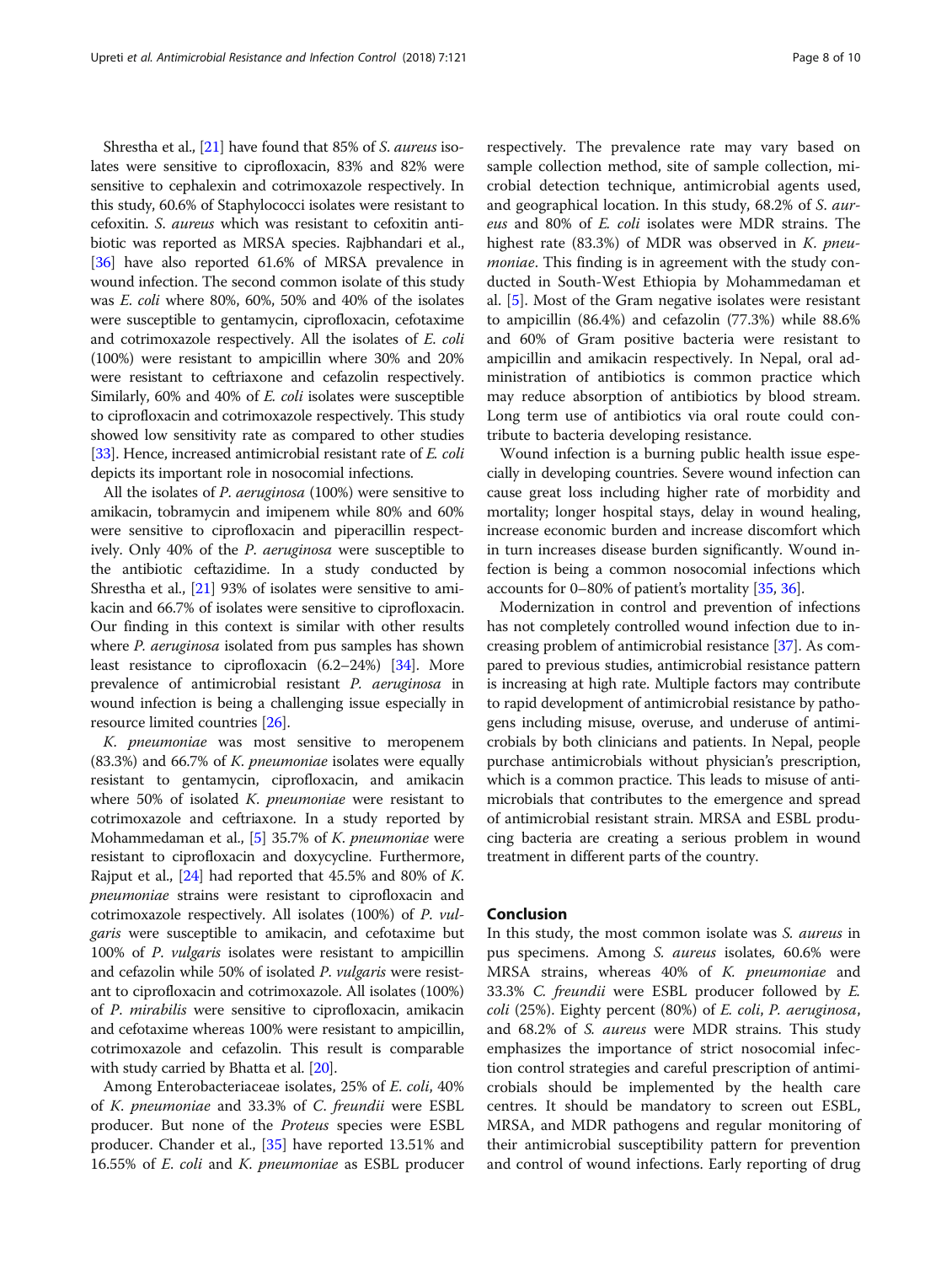Shrestha et al., [21] have found that 85% of *S. aureus* isolates were sensitive to ciprofloxacin, 83% and 82% were sensitive to cephalexin and cotrimoxazole respectively. In this study, 60.6% of Staphylococci isolates were resistant to cefoxitin. *S. aureus* which was resistant to cefoxitin antibiotic was reported as MRSA species. Rajbhandari et al., [36] have also reported 61.6% of MRSA prevalence in wound infection. The second common isolate of this study was *E. coli* where 80%, 60%, 50% and 40% of the isolates were susceptible to gentamycin, ciprofloxacin, cefotaxime and cotrimoxazole respectively. All the isolates of *E. coli* (100%) were resistant to ampicillin where 30% and 20% were resistant to ceftriaxone and cefazolin respectively. Similarly, 60% and 40% of *E. coli* isolates were susceptible to ciprofloxacin and cotrimoxazole respectively. This study showed low sensitivity rate as compared to other studies [33]. Hence, increased antimicrobial resistant rate of *E. coli* depicts its important role in nosocomial infections.

All the isolates of *P. aeruginosa* (100%) were sensitive to amikacin, tobramycin and imipenem while 80% and 60% were sensitive to ciprofloxacin and piperacillin respectively. Only 40% of the *P. aeruginosa* were susceptible to the antibiotic ceftazidime. In a study conducted by Shrestha et al., [21] 93% of isolates were sensitive to amikacin and 66.7% of isolates were sensitive to ciprofloxacin. Our finding in this context is similar with other results where *P. aeruginosa* isolated from pus samples has shown least resistance to ciprofloxacin (6.2–24%) [34]. More prevalence of antimicrobial resistant *P. aeruginosa* in wound infection is being a challenging issue especially in resource limited countries [26].

*K. pneumoniae* was most sensitive to meropenem (83.3%) and 66.7% of *K. pneumoniae* isolates were equally resistant to gentamycin, ciprofloxacin, and amikacin where 50% of isolated *K. pneumoniae* were resistant to cotrimoxazole and ceftriaxone. In a study reported by Mohammedaman et al., [5] 35.7% of *K. pneumoniae* were resistant to ciprofloxacin and doxycycline. Furthermore, Rajput et al., [24] had reported that 45.5% and 80% of *K. pneumoniae* strains were resistant to ciprofloxacin and cotrimoxazole respectively. All isolates (100%) of *P. vulgaris* were susceptible to amikacin, and cefotaxime but 100% of *P. vulgaris* isolates were resistant to ampicillin and cefazolin while 50% of isolated *P. vulgaris* were resistant to ciprofloxacin and cotrimoxazole. All isolates (100%) of *P. mirabilis* were sensitive to ciprofloxacin, amikacin and cefotaxime whereas 100% were resistant to ampicillin, cotrimoxazole and cefazolin. This result is comparable with study carried by Bhatta et al. [20].

Among Enterobacteriaceae isolates, 25% of *E. coli*, 40% of *K. pneumoniae* and 33.3% of *C. freundii* were ESBL producer. But none of the *Proteus* species were ESBL producer. Chander et al., [35] have reported 13.51% and 16.55% of *E. coli* and *K. pneumoniae* as ESBL producer respectively. The prevalence rate may vary based on sample collection method, site of sample collection, microbial detection technique, antimicrobial agents used, and geographical location. In this study, 68.2% of *S. aureus* and 80% of *E. coli* isolates were MDR strains. The highest rate (83.3%) of MDR was observed in *K. pneumoniae*. This finding is in agreement with the study conducted in South-West Ethiopia by Mohammedaman et al. [5]. Most of the Gram negative isolates were resistant to ampicillin (86.4%) and cefazolin (77.3%) while 88.6% and 60% of Gram positive bacteria were resistant to ampicillin and amikacin respectively. In Nepal, oral administration of antibiotics is common practice which may reduce absorption of antibiotics by blood stream. Long term use of antibiotics via oral route could contribute to bacteria developing resistance.

Wound infection is a burning public health issue especially in developing countries. Severe wound infection can cause great loss including higher rate of morbidity and mortality; longer hospital stays, delay in wound healing, increase economic burden and increase discomfort which in turn increases disease burden significantly. Wound infection is being a common nosocomial infections which accounts for 0–80% of patient's mortality [35, 36].

Modernization in control and prevention of infections has not completely controlled wound infection due to increasing problem of antimicrobial resistance [37]. As compared to previous studies, antimicrobial resistance pattern is increasing at high rate. Multiple factors may contribute to rapid development of antimicrobial resistance by pathogens including misuse, overuse, and underuse of antimicrobials by both clinicians and patients. In Nepal, people purchase antimicrobials without physician's prescription, which is a common practice. This leads to misuse of antimicrobials that contributes to the emergence and spread of antimicrobial resistant strain. MRSA and ESBL producing bacteria are creating a serious problem in wound treatment in different parts of the country.

## Conclusion

In this study, the most common isolate was *S. aureus* in pus specimens. Among *S. aureus* isolates, 60.6% were MRSA strains, whereas 40% of *K. pneumoniae* and 33.3% *C. freundii* were ESBL producer followed by *E. coli* (25%). Eighty percent (80%) of *E. coli*, *P. aeruginosa*, and 68.2% of *S. aureus* were MDR strains. This study emphasizes the importance of strict nosocomial infection control strategies and careful prescription of antimicrobials should be implemented by the health care centres. It should be mandatory to screen out ESBL, MRSA, and MDR pathogens and regular monitoring of their antimicrobial susceptibility pattern for prevention and control of wound infections. Early reporting of drug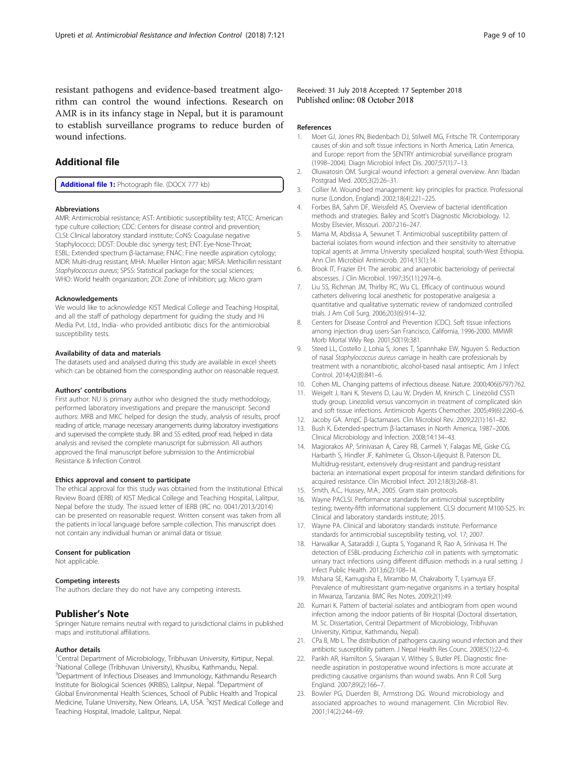resistant pathogens and evidence-based treatment algorithm can control the wound infections. Research on AMR is in its infancy stage in Nepal, but it is paramount to establish surveillance programs to reduce burden of wound infections.

## Additional file

**Additional file 1:** Photograph file. (DOCX 777 kb)

#### Abbreviations

AMR: Antimicrobial resistance; AST: Antibiotic susceptibility test; ATCC: American type culture collection; CDC: Centers for disease control and prevention; CLSI: Clinical laboratory standard institute; CoNS: Coagulase negative Staphylococci; DDST: Double disc synergy test; ENT: Eye-Nose-Throat; ESBL: Extended spectrum β-lactamase; FNAC: Fine needle aspiration cytology; MDR: Multi-drug resistant; MHA: Mueller Hinton agar; MRSA: Methicillin resistant *Staphylococcus aureus*; SPSS: Statistical package for the social sciences; WHO: World health organization; ZOI: Zone of inhibition; μg: Micro gram

#### Acknowledgements

We would like to acknowledge KIST Medical College and Teaching Hospital, and all the staff of pathology department for guiding the study and Hi Media Pvt. Ltd., India- who provided antibiotic discs for the antimicrobial susceptibility tests.

#### Availability of data and materials

The datasets used and analysed during this study are available in excel sheets which can be obtained from the corresponding author on reasonable request.

#### Authors' contributions

First author: NU is primary author who designed the study methodology, performed laboratory investigations and prepare the manuscript. Second authors: MRB and MKC helped for design the study, analysis of results, proof reading of article, manage necessary arrangements during laboratory investigations and supervised the complete study. BR and SS edited, proof read, helped in data analysis and revised the complete manuscript for submission. All authors approved the final manuscript before submission to the Antimicrobial Resistance & Infection Control.

#### Ethics approval and consent to participate

The ethical approval for this study was obtained from the Institutional Ethical Review Board (IERB) of KIST Medical College and Teaching Hospital, Lalitpur, Nepal before the study. The issued letter of IERB (IRC no. 0041/2013/2014) can be presented on reasonable request. Written consent was taken from all the patients in local language before sample collection. This manuscript does not contain any individual human or animal data or tissue.

#### Consent for publication

Not applicable.

#### Competing interests

The authors declare they do not have any competing interests.

## Publisher's Note

Springer Nature remains neutral with regard to jurisdictional claims in published maps and institutional affiliations.

#### Author details

[1]Central Department of Microbiology, Tribhuvan University, Kirtipur, Nepal. [2]National College (Tribhuvan University), Khusibu, Kathmandu, Nepal. [3]Department of Infectious Diseases and Immunology, Kathmandu Research Institute for Biological Sciences (KRIBS), Lalitpur, Nepal. [4]Department of Global Environmental Health Sciences, School of Public Health and Tropical Medicine, Tulane University, New Orleans, LA, USA. [5]KIST Medical College and Teaching Hospital, Imadole, Lalitpur, Nepal.

Received: 31 July 2018 Accepted: 17 September 2018
Published online: 08 October 2018

#### References

1. Moet GJ, Jones RN, Biedenbach DJ, Stilwell MG, Fritsche TR. Contemporary causes of skin and soft tissue infections in North America, Latin America, and Europe: report from the SENTRY antimicrobial surveillance program (1998–2004). Diagn Microbiol Infect Dis. 2007;57(1):7–13.
2. Oluwatosin OM. Surgical wound infection: a general overview. Ann Ibadan Postgrad Med. 2005;3(2):26–31.
3. Collier M. Wound-bed management: key principles for practice. Professional nurse (London, England) 2002;18(4):221–225.
4. Forbes BA, Sahm DF, Weissfeld AS. Overview of bacterial identification methods and strategies. Bailey and Scott's Diagnostic Microbiology. 12. Mosby Elsevier, Missouri. 2007:216–247.
5. Mama M, Abdissa A, Sewunet T. Antimicrobial susceptibility pattern of bacterial isolates from wound infection and their sensitivity to alternative topical agents at Jimma University specialized hospital, south-West Ethiopia. Ann Clin Microbiol Antimicrob. 2014;13(1):14.
6. Brook IT, Frazier EH. The aerobic and anaerobic bacteriology of perirectal abscesses. J Clin Microbiol. 1997;35(11):2974–6.
7. Liu SS, Richman JM, Thirlby RC, Wu CL. Efficacy of continuous wound catheters delivering local anesthetic for postoperative analgesia: a quantitative and qualitative systematic review of randomized controlled trials. J Am Coll Surg. 2006;203(6):914–32.
8. Centers for Disease Control and Prevention (CDC). Soft tissue infections among injection drug users-San Francisco, California, 1996-2000. MMWR Morb Mortal Wkly Rep. 2001;50(19):381.
9. Steed LL, Costello J, Lohia S, Jones T, Spannhake EW, Nguyen S. Reduction of nasal *Staphylococcus aureus* carriage in health care professionals by treatment with a nonantibiotic, alcohol-based nasal antiseptic. Am J Infect Control. 2014;42(8):841–6.
10. Cohen ML. Changing patterns of infectious disease. Nature. 2000;406(6797):762.
11. Weigelt J, Itani K, Stevens D, Lau W, Dryden M, Knirsch C. Linezolid CSSTI study group. Linezolid versus vancomycin in treatment of complicated skin and soft tissue infections. Antimicrob Agents Chemother. 2005;49(6):2260–6.
12. Jacoby GA. AmpC β-lactamases. Clin Microbiol Rev. 2009;22(1):161–82.
13. Bush K. Extended-spectrum β-lactamases in North America, 1987–2006. Clinical Microbiology and Infection. 2008;14:134–43.
14. Magiorakos AP, Srinivasan A, Carey RB, Carmeli Y, Falagas ME, Giske CG, Harbarth S, Hindler JF, Kahlmeter G, Olsson-Liljequist B, Paterson DL. Multidrug-resistant, extensively drug-resistant and pandrug-resistant bacteria: an international expert proposal for interim standard definitions for acquired resistance. Clin Microbiol Infect. 2012;18(3):268–81.
15. Smith, A.C., Hussey, M.A., 2005. Gram stain protocols.
16. Wayne PACLSI. Performance standards for antimicrobial susceptibility testing; twenty-fifth informational supplement. CLSI document M100-S25. In: Clinical and laboratory standards institute; 2015.
17. Wayne PA. Clinical and laboratory standards institute. Performance standards for antimicrobial susceptibility testing, vol. 17; 2007.
18. Harwalkar A, Sataraddi J, Gupta S, Yoganand R, Rao A, Srinivasa H. The detection of ESBL-producing *Escherichia coli* in patients with symptomatic urinary tract infections using different diffusion methods in a rural setting. J Infect Public Health. 2013;6(2):108–14.
19. Mshana SE, Kamugisha E, Mirambo M, Chakraborty T, Lyamuya EF. Prevalence of multiresistant gram-negative organisms in a tertiary hospital in Mwanza, Tanzania. BMC Res Notes. 2009;2(1):49.
20. Kumari K. Pattern of bacterial isolates and antibiogram from open wound infection among the indoor patients of Bir Hospital (Doctoral dissertation, M. Sc. Dissertation, Central Department of Microbiology, Tribhuvan University, Kirtipur, Kathmandu, Nepal).
21. CPa B, Mb L. The distribution of pathogens causing wound infection and their antibiotic susceptibility pattern. J Nepal Health Res Counc. 2008;5(1):22–6.
22. Parikh AR, Hamilton S, Sivarajan V, Withey S, Butler PE. Diagnostic fine-needle aspiration in postoperative wound infections is more accurate at predicting causative organisms than wound swabs. Ann R Coll Surg England. 2007;89(2):166–7.
23. Bowler PG, Duerden BI, Armstrong DG. Wound microbiology and associated approaches to wound management. Clin Microbiol Rev. 2001;14(2):244–69.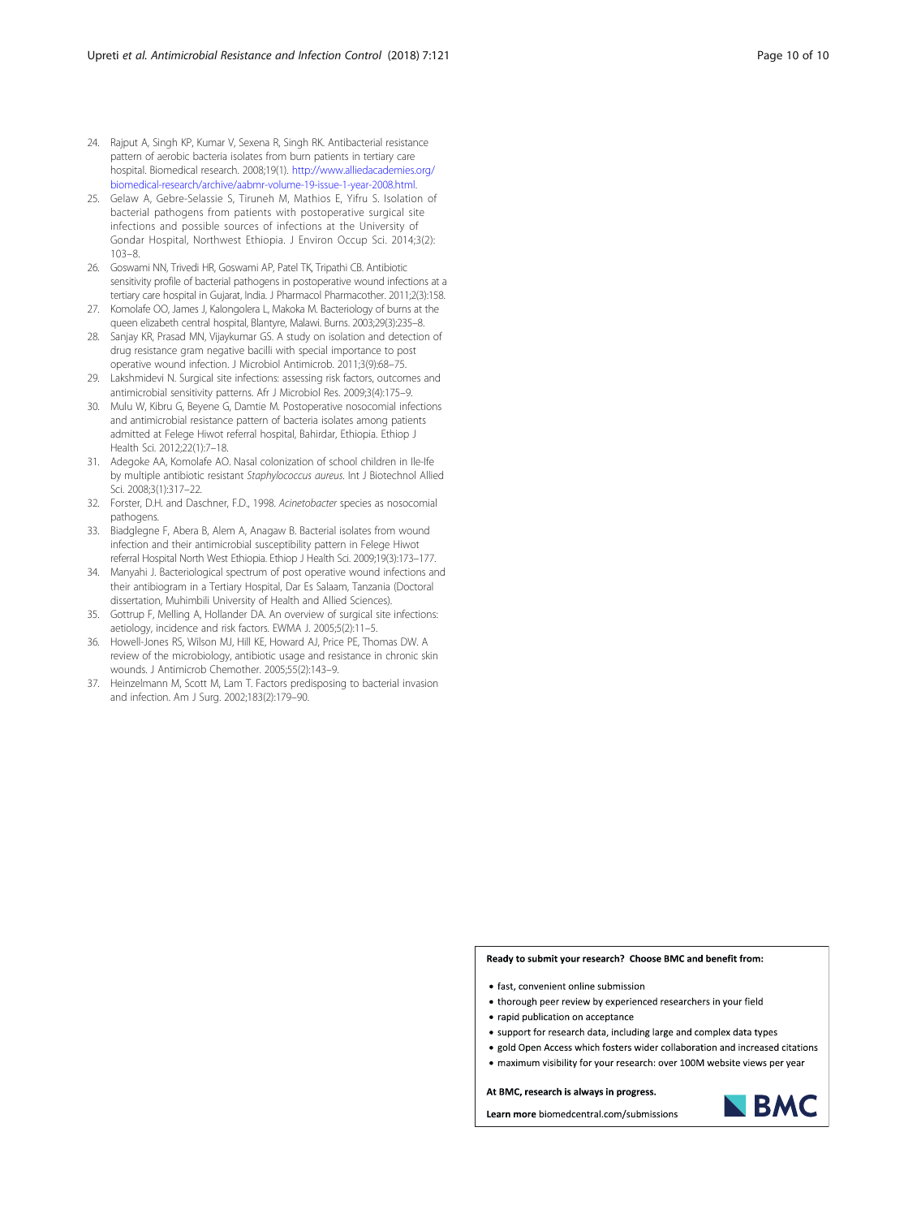24. Rajput A, Singh KP, Kumar V, Sexena R, Singh RK. Antibacterial resistance pattern of aerobic bacteria isolates from burn patients in tertiary care hospital. Biomedical research. 2008;19(1). http://www.alliedacademies.org/biomedical-research/archive/aabmr-volume-19-issue-1-year-2008.html.
25. Gelaw A, Gebre-Selassie S, Tiruneh M, Mathios E, Yifru S. Isolation of bacterial pathogens from patients with postoperative surgical site infections and possible sources of infections at the University of Gondar Hospital, Northwest Ethiopia. J Environ Occup Sci. 2014;3(2):103–8.
26. Goswami NN, Trivedi HR, Goswami AP, Patel TK, Tripathi CB. Antibiotic sensitivity profile of bacterial pathogens in postoperative wound infections at a tertiary care hospital in Gujarat, India. J Pharmacol Pharmacother. 2011;2(3):158.
27. Komolafe OO, James J, Kalongolera L, Makoka M. Bacteriology of burns at the queen elizabeth central hospital, Blantyre, Malawi. Burns. 2003;29(3):235–8.
28. Sanjay KR, Prasad MN, Vijaykumar GS. A study on isolation and detection of drug resistance gram negative bacilli with special importance to post operative wound infection. J Microbiol Antimicrob. 2011;3(9):68–75.
29. Lakshmidevi N. Surgical site infections: assessing risk factors, outcomes and antimicrobial sensitivity patterns. Afr J Microbiol Res. 2009;3(4):175–9.
30. Mulu W, Kibru G, Beyene G, Damtie M. Postoperative nosocomial infections and antimicrobial resistance pattern of bacteria isolates among patients admitted at Felege Hiwot referral hospital, Bahirdar, Ethiopia. Ethiop J Health Sci. 2012;22(1):7–18.
31. Adegoke AA, Komolafe AO. Nasal colonization of school children in Ile-Ife by multiple antibiotic resistant *Staphylococcus aureus*. Int J Biotechnol Allied Sci. 2008;3(1):317–22.
32. Forster, D.H. and Daschner, F.D., 1998. *Acinetobacter* species as nosocomial pathogens.
33. Biadglegne F, Abera B, Alem A, Anagaw B. Bacterial isolates from wound infection and their antimicrobial susceptibility pattern in Felege Hiwot referral Hospital North West Ethiopia. Ethiop J Health Sci. 2009;19(3):173–177.
34. Manyahi J. Bacteriological spectrum of post operative wound infections and their antibiogram in a Tertiary Hospital, Dar Es Salaam, Tanzania (Doctoral dissertation, Muhimbili University of Health and Allied Sciences).
35. Gottrup F, Melling A, Hollander DA. An overview of surgical site infections: aetiology, incidence and risk factors. EWMA J. 2005;5(2):11–5.
36. Howell-Jones RS, Wilson MJ, Hill KE, Howard AJ, Price PE, Thomas DW. A review of the microbiology, antibiotic usage and resistance in chronic skin wounds. J Antimicrob Chemother. 2005;55(2):143–9.
37. Heinzelmann M, Scott M, Lam T. Factors predisposing to bacterial invasion and infection. Am J Surg. 2002;183(2):179–90.

**Ready to submit your research? Choose BMC and benefit from:**

- fast, convenient online submission
- thorough peer review by experienced researchers in your field
- rapid publication on acceptance
- support for research data, including large and complex data types
- gold Open Access which fosters wider collaboration and increased citations
- maximum visibility for your research: over 100M website views per year

**At BMC, research is always in progress.**

**Learn more** biomedcentral.com/submissions

BMC